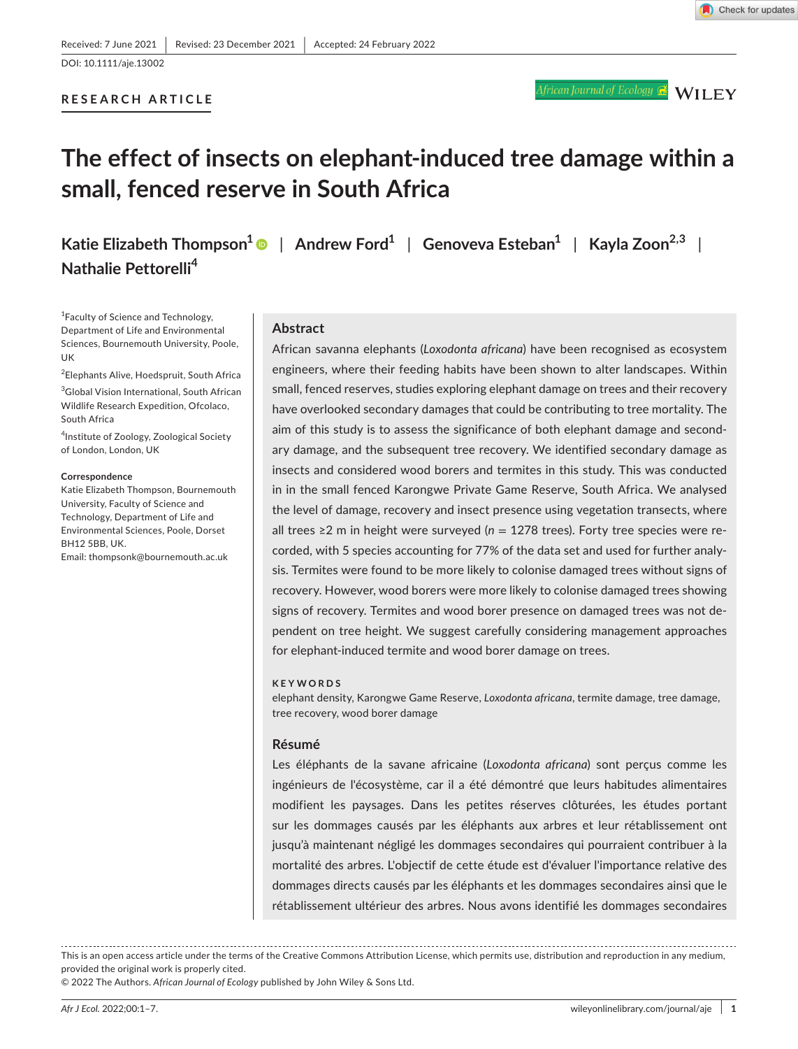Received: 7 June 2021 | Revised: 23 December 2021 | Accepted: 24 February 2022

DOI: 10.1111/aje.13002

RESEARCH ARTICLE

# The effect of insects on elephant-induced tree damage within a small, fenced reserve in South Africa

**Katie Elizabeth Thompson[1]** | **Andrew Ford[1]** | **Genoveva Esteban[1]** | **Kayla Zoon[2,3]** | **Nathalie Pettorelli[4]**

[1]Faculty of Science and Technology, Department of Life and Environmental Sciences, Bournemouth University, Poole, UK

[2]Elephants Alive, Hoedspruit, South Africa

[3]Global Vision International, South African Wildlife Research Expedition, Ofcolaco, South Africa

[4]Institute of Zoology, Zoological Society of London, London, UK

**Correspondence**

Katie Elizabeth Thompson, Bournemouth University, Faculty of Science and Technology, Department of Life and Environmental Sciences, Poole, Dorset BH12 5BB, UK.

Email: thompsonk@bournemouth.ac.uk

## Abstract

African savanna elephants (*Loxodonta africana*) have been recognised as ecosystem engineers, where their feeding habits have been shown to alter landscapes. Within small, fenced reserves, studies exploring elephant damage on trees and their recovery have overlooked secondary damages that could be contributing to tree mortality. The aim of this study is to assess the significance of both elephant damage and secondary damage, and the subsequent tree recovery. We identified secondary damage as insects and considered wood borers and termites in this study. This was conducted in in the small fenced Karongwe Private Game Reserve, South Africa. We analysed the level of damage, recovery and insect presence using vegetation transects, where all trees ≥2 m in height were surveyed ($n$ = 1278 trees). Forty tree species were recorded, with 5 species accounting for 77% of the data set and used for further analysis. Termites were found to be more likely to colonise damaged trees without signs of recovery. However, wood borers were more likely to colonise damaged trees showing signs of recovery. Termites and wood borer presence on damaged trees was not dependent on tree height. We suggest carefully considering management approaches for elephant-induced termite and wood borer damage on trees.

**KEYWORDS**

elephant density, Karongwe Game Reserve, *Loxodonta africana*, termite damage, tree damage, tree recovery, wood borer damage

## Résumé

Les éléphants de la savane africaine (*Loxodonta africana*) sont perçus comme les ingénieurs de l'écosystème, car il a été démontré que leurs habitudes alimentaires modifient les paysages. Dans les petites réserves clôturées, les études portant sur les dommages causés par les éléphants aux arbres et leur rétablissement ont jusqu'à maintenant négligé les dommages secondaires qui pourraient contribuer à la mortalité des arbres. L'objectif de cette étude est d'évaluer l'importance relative des dommages directs causés par les éléphants et les dommages secondaires ainsi que le rétablissement ultérieur des arbres. Nous avons identifié les dommages secondaires

This is an open access article under the terms of the Creative Commons Attribution License, which permits use, distribution and reproduction in any medium, provided the original work is properly cited.

© 2022 The Authors. *African Journal of Ecology* published by John Wiley & Sons Ltd.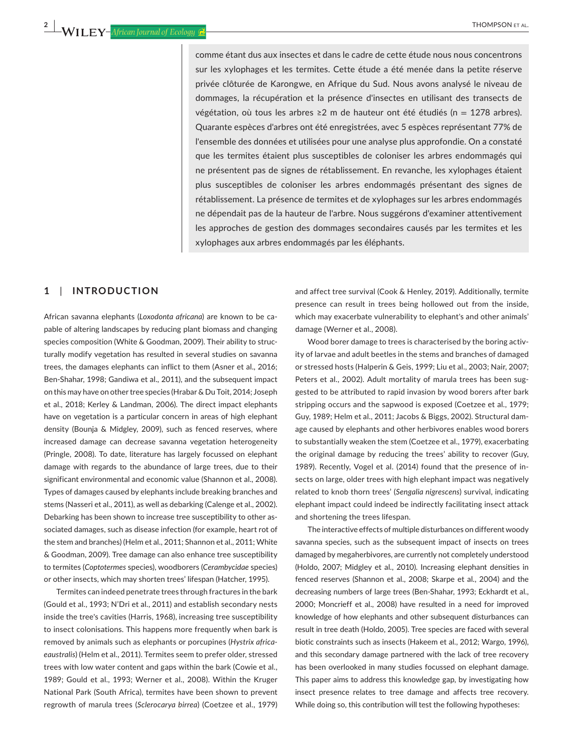comme étant dus aux insectes et dans le cadre de cette étude nous nous concentrons sur les xylophages et les termites. Cette étude a été menée dans la petite réserve privée clôturée de Karongwe, en Afrique du Sud. Nous avons analysé le niveau de dommages, la récupération et la présence d'insectes en utilisant des transects de végétation, où tous les arbres ≥2 m de hauteur ont été étudiés (n = 1278 arbres). Quarante espèces d'arbres ont été enregistrées, avec 5 espèces représentant 77% de l'ensemble des données et utilisées pour une analyse plus approfondie. On a constaté que les termites étaient plus susceptibles de coloniser les arbres endommagés qui ne présentent pas de signes de rétablissement. En revanche, les xylophages étaient plus susceptibles de coloniser les arbres endommagés présentant des signes de rétablissement. La présence de termites et de xylophages sur les arbres endommagés ne dépendait pas de la hauteur de l'arbre. Nous suggérons d'examiner attentivement les approches de gestion des dommages secondaires causés par les termites et les xylophages aux arbres endommagés par les éléphants.

## 1 | INTRODUCTION

African savanna elephants (*Loxodonta africana*) are known to be capable of altering landscapes by reducing plant biomass and changing species composition (White & Goodman, 2009). Their ability to structurally modify vegetation has resulted in several studies on savanna trees, the damages elephants can inflict to them (Asner et al., 2016; Ben-Shahar, 1998; Gandiwa et al., 2011), and the subsequent impact on this may have on other tree species (Hrabar & Du Toit, 2014; Joseph et al., 2018; Kerley & Landman, 2006). The direct impact elephants have on vegetation is a particular concern in areas of high elephant density (Bounja & Midgley, 2009), such as fenced reserves, where increased damage can decrease savanna vegetation heterogeneity (Pringle, 2008). To date, literature has largely focussed on elephant damage with regards to the abundance of large trees, due to their significant environmental and economic value (Shannon et al., 2008). Types of damages caused by elephants include breaking branches and stems (Nasseri et al., 2011), as well as debarking (Calenge et al., 2002). Debarking has been shown to increase tree susceptibility to other associated damages, such as disease infection (for example, heart rot of the stem and branches) (Helm et al., 2011; Shannon et al., 2011; White & Goodman, 2009). Tree damage can also enhance tree susceptibility to termites (*Coptotermes* species), woodborers (*Cerambycidae* species) or other insects, which may shorten trees' lifespan (Hatcher, 1995).

Termites can indeed penetrate trees through fractures in the bark (Gould et al., 1993; N'Dri et al., 2011) and establish secondary nests inside the tree's cavities (Harris, 1968), increasing tree susceptibility to insect colonisations. This happens more frequently when bark is removed by animals such as elephants or porcupines (*Hystrix africaeaustralis*) (Helm et al., 2011). Termites seem to prefer older, stressed trees with low water content and gaps within the bark (Cowie et al., 1989; Gould et al., 1993; Werner et al., 2008). Within the Kruger National Park (South Africa), termites have been shown to prevent regrowth of marula trees (*Sclerocarya birrea*) (Coetzee et al., 1979) and affect tree survival (Cook & Henley, 2019). Additionally, termite presence can result in trees being hollowed out from the inside, which may exacerbate vulnerability to elephant's and other animals' damage (Werner et al., 2008).

Wood borer damage to trees is characterised by the boring activity of larvae and adult beetles in the stems and branches of damaged or stressed hosts (Halperin & Geis, 1999; Liu et al., 2003; Nair, 2007; Peters et al., 2002). Adult mortality of marula trees has been suggested to be attributed to rapid invasion by wood borers after bark stripping occurs and the sapwood is exposed (Coetzee et al., 1979; Guy, 1989; Helm et al., 2011; Jacobs & Biggs, 2002). Structural damage caused by elephants and other herbivores enables wood borers to substantially weaken the stem (Coetzee et al., 1979), exacerbating the original damage by reducing the trees' ability to recover (Guy, 1989). Recently, Vogel et al. (2014) found that the presence of insects on large, older trees with high elephant impact was negatively related to knob thorn trees' (*Sengalia nigrescens*) survival, indicating elephant impact could indeed be indirectly facilitating insect attack and shortening the trees lifespan.

The interactive effects of multiple disturbances on different woody savanna species, such as the subsequent impact of insects on trees damaged by megaherbivores, are currently not completely understood (Holdo, 2007; Midgley et al., 2010). Increasing elephant densities in fenced reserves (Shannon et al., 2008; Skarpe et al., 2004) and the decreasing numbers of large trees (Ben-Shahar, 1993; Eckhardt et al., 2000; Moncrieff et al., 2008) have resulted in a need for improved knowledge of how elephants and other subsequent disturbances can result in tree death (Holdo, 2005). Tree species are faced with several biotic constraints such as insects (Hakeem et al., 2012; Wargo, 1996), and this secondary damage partnered with the lack of tree recovery has been overlooked in many studies focussed on elephant damage. This paper aims to address this knowledge gap, by investigating how insect presence relates to tree damage and affects tree recovery. While doing so, this contribution will test the following hypotheses: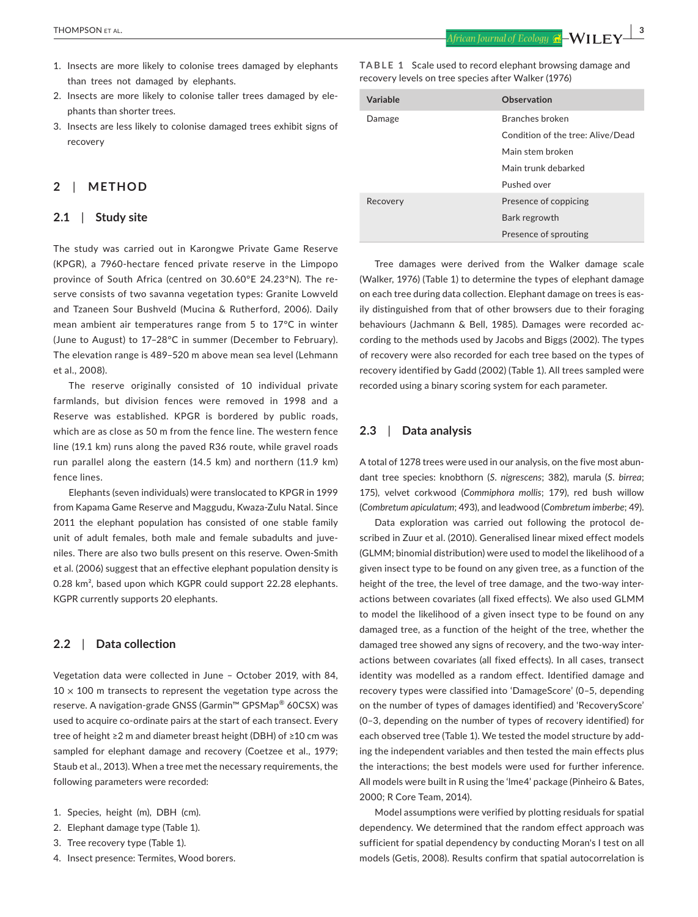1. Insects are more likely to colonise trees damaged by elephants than trees not damaged by elephants.
2. Insects are more likely to colonise taller trees damaged by elephants than shorter trees.
3. Insects are less likely to colonise damaged trees exhibit signs of recovery

## 2 | METHOD

### 2.1 | Study site

The study was carried out in Karongwe Private Game Reserve (KPGR), a 7960-hectare fenced private reserve in the Limpopo province of South Africa (centred on 30.60°E 24.23°N). The reserve consists of two savanna vegetation types: Granite Lowveld and Tzaneen Sour Bushveld (Mucina & Rutherford, 2006). Daily mean ambient air temperatures range from 5 to 17°C in winter (June to August) to 17–28°C in summer (December to February). The elevation range is 489–520 m above mean sea level (Lehmann et al., 2008).

The reserve originally consisted of 10 individual private farmlands, but division fences were removed in 1998 and a Reserve was established. KPGR is bordered by public roads, which are as close as 50 m from the fence line. The western fence line (19.1 km) runs along the paved R36 route, while gravel roads run parallel along the eastern (14.5 km) and northern (11.9 km) fence lines.

Elephants (seven individuals) were translocated to KPGR in 1999 from Kapama Game Reserve and Maggudu, Kwaza-Zulu Natal. Since 2011 the elephant population has consisted of one stable family unit of adult females, both male and female subadults and juveniles. There are also two bulls present on this reserve. Owen-Smith et al. (2006) suggest that an effective elephant population density is 0.28 km², based upon which KGPR could support 22.28 elephants. KGPR currently supports 20 elephants.

### 2.2 | Data collection

Vegetation data were collected in June – October 2019, with 84, 10 × 100 m transects to represent the vegetation type across the reserve. A navigation-grade GNSS (Garmin™ GPSMap® 60CSX) was used to acquire co-ordinate pairs at the start of each transect. Every tree of height ≥2 m and diameter breast height (DBH) of ≥10 cm was sampled for elephant damage and recovery (Coetzee et al., 1979; Staub et al., 2013). When a tree met the necessary requirements, the following parameters were recorded:

1. Species, height (m), DBH (cm).
2. Elephant damage type (Table 1).
3. Tree recovery type (Table 1).
4. Insect presence: Termites, Wood borers.

**TABLE 1** Scale used to record elephant browsing damage and recovery levels on tree species after Walker (1976)

| Variable | Observation |
|---|---|
| Damage | Branches broken |
| | Condition of the tree: Alive/Dead |
| | Main stem broken |
| | Main trunk debarked |
| | Pushed over |
| Recovery | Presence of coppicing |
| | Bark regrowth |
| | Presence of sprouting |

Tree damages were derived from the Walker damage scale (Walker, 1976) (Table 1) to determine the types of elephant damage on each tree during data collection. Elephant damage on trees is easily distinguished from that of other browsers due to their foraging behaviours (Jachmann & Bell, 1985). Damages were recorded according to the methods used by Jacobs and Biggs (2002). The types of recovery were also recorded for each tree based on the types of recovery identified by Gadd (2002) (Table 1). All trees sampled were recorded using a binary scoring system for each parameter.

### 2.3 | Data analysis

A total of 1278 trees were used in our analysis, on the five most abundant tree species: knobthorn (*S. nigrescens*; 382), marula (*S. birrea*; 175), velvet corkwood (*Commiphora mollis*; 179), red bush willow (*Combretum apiculatum*; 493), and leadwood (*Combretum imberbe*; 49).

Data exploration was carried out following the protocol described in Zuur et al. (2010). Generalised linear mixed effect models (GLMM; binomial distribution) were used to model the likelihood of a given insect type to be found on any given tree, as a function of the height of the tree, the level of tree damage, and the two-way interactions between covariates (all fixed effects). We also used GLMM to model the likelihood of a given insect type to be found on any damaged tree, as a function of the height of the tree, whether the damaged tree showed any signs of recovery, and the two-way interactions between covariates (all fixed effects). In all cases, transect identity was modelled as a random effect. Identified damage and recovery types were classified into 'DamageScore' (0–5, depending on the number of types of damages identified) and 'RecoveryScore' (0–3, depending on the number of types of recovery identified) for each observed tree (Table 1). We tested the model structure by adding the independent variables and then tested the main effects plus the interactions; the best models were used for further inference. All models were built in R using the 'lme4' package (Pinheiro & Bates, 2000; R Core Team, 2014).

Model assumptions were verified by plotting residuals for spatial dependency. We determined that the random effect approach was sufficient for spatial dependency by conducting Moran's I test on all models (Getis, 2008). Results confirm that spatial autocorrelation is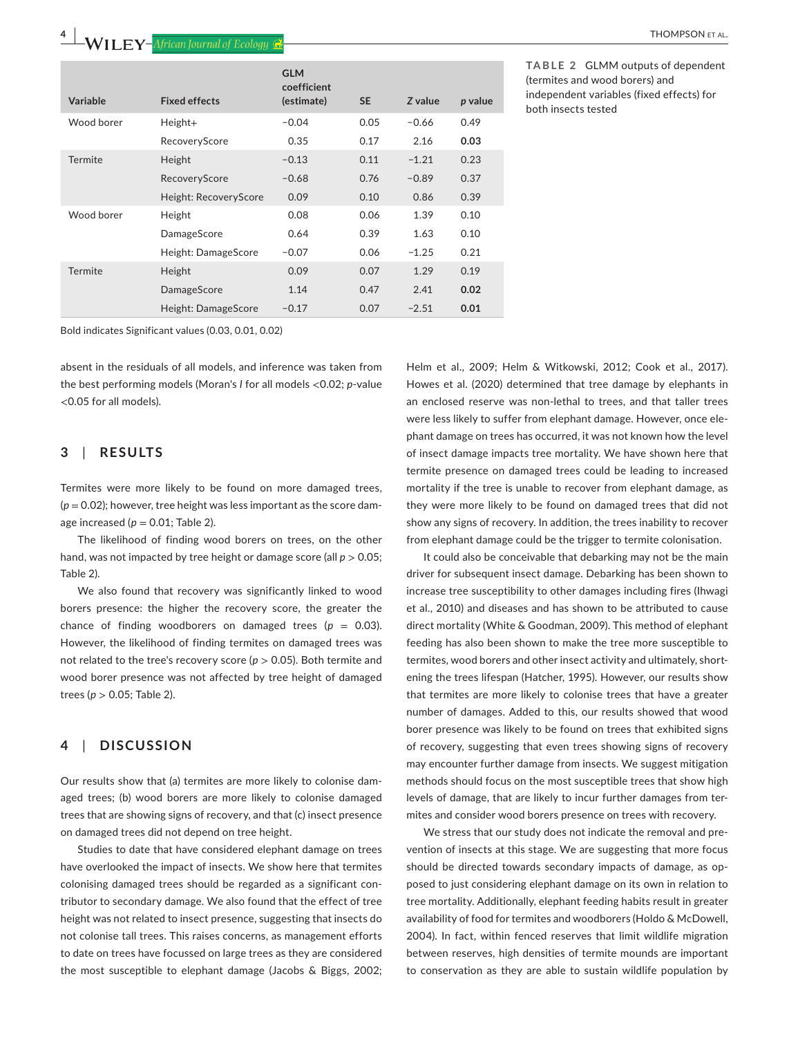**TABLE 2** GLMM outputs of dependent (termites and wood borers) and independent variables (fixed effects) for both insects tested

| Variable | Fixed effects | GLM coefficient (estimate) | SE | Z value | p value |
|---|---|---|---|---|---|
| Wood borer | Height+ | −0.04 | 0.05 | −0.66 | 0.49 |
| | RecoveryScore | 0.35 | 0.17 | 2.16 | **0.03** |
| Termite | Height | −0.13 | 0.11 | −1.21 | 0.23 |
| | RecoveryScore | −0.68 | 0.76 | −0.89 | 0.37 |
| | Height: RecoveryScore | 0.09 | 0.10 | 0.86 | 0.39 |
| Wood borer | Height | 0.08 | 0.06 | 1.39 | 0.10 |
| | DamageScore | 0.64 | 0.39 | 1.63 | 0.10 |
| | Height: DamageScore | −0.07 | 0.06 | −1.25 | 0.21 |
| Termite | Height | 0.09 | 0.07 | 1.29 | 0.19 |
| | DamageScore | 1.14 | 0.47 | 2.41 | **0.02** |
| | Height: DamageScore | −0.17 | 0.07 | −2.51 | **0.01** |

Bold indicates Significant values (0.03, 0.01, 0.02)

absent in the residuals of all models, and inference was taken from the best performing models (Moran's $I$ for all models <0.02; $p$-value <0.05 for all models).

## 3 | RESULTS

Termites were more likely to be found on more damaged trees, ($p = 0.02$); however, tree height was less important as the score damage increased ($p = 0.01$; Table 2).

The likelihood of finding wood borers on trees, on the other hand, was not impacted by tree height or damage score (all $p > 0.05$; Table 2).

We also found that recovery was significantly linked to wood borers presence: the higher the recovery score, the greater the chance of finding woodborers on damaged trees ($p = 0.03$). However, the likelihood of finding termites on damaged trees was not related to the tree's recovery score ($p > 0.05$). Both termite and wood borer presence was not affected by tree height of damaged trees ($p > 0.05$; Table 2).

## 4 | DISCUSSION

Our results show that (a) termites are more likely to colonise damaged trees; (b) wood borers are more likely to colonise damaged trees that are showing signs of recovery, and that (c) insect presence on damaged trees did not depend on tree height.

Studies to date that have considered elephant damage on trees have overlooked the impact of insects. We show here that termites colonising damaged trees should be regarded as a significant contributor to secondary damage. We also found that the effect of tree height was not related to insect presence, suggesting that insects do not colonise tall trees. This raises concerns, as management efforts to date on trees have focussed on large trees as they are considered the most susceptible to elephant damage (Jacobs & Biggs, 2002; Helm et al., 2009; Helm & Witkowski, 2012; Cook et al., 2017). Howes et al. (2020) determined that tree damage by elephants in an enclosed reserve was non-lethal to trees, and that taller trees were less likely to suffer from elephant damage. However, once elephant damage on trees has occurred, it was not known how the level of insect damage impacts tree mortality. We have shown here that termite presence on damaged trees could be leading to increased mortality if the tree is unable to recover from elephant damage, as they were more likely to be found on damaged trees that did not show any signs of recovery. In addition, the trees inability to recover from elephant damage could be the trigger to termite colonisation.

It could also be conceivable that debarking may not be the main driver for subsequent insect damage. Debarking has been shown to increase tree susceptibility to other damages including fires (Ihwagi et al., 2010) and diseases and has shown to be attributed to cause direct mortality (White & Goodman, 2009). This method of elephant feeding has also been shown to make the tree more susceptible to termites, wood borers and other insect activity and ultimately, shortening the trees lifespan (Hatcher, 1995). However, our results show that termites are more likely to colonise trees that have a greater number of damages. Added to this, our results showed that wood borer presence was likely to be found on trees that exhibited signs of recovery, suggesting that even trees showing signs of recovery may encounter further damage from insects. We suggest mitigation methods should focus on the most susceptible trees that show high levels of damage, that are likely to incur further damages from termites and consider wood borers presence on trees with recovery.

We stress that our study does not indicate the removal and prevention of insects at this stage. We are suggesting that more focus should be directed towards secondary impacts of damage, as opposed to just considering elephant damage on its own in relation to tree mortality. Additionally, elephant feeding habits result in greater availability of food for termites and woodborers (Holdo & McDowell, 2004). In fact, within fenced reserves that limit wildlife migration between reserves, high densities of termite mounds are important to conservation as they are able to sustain wildlife population by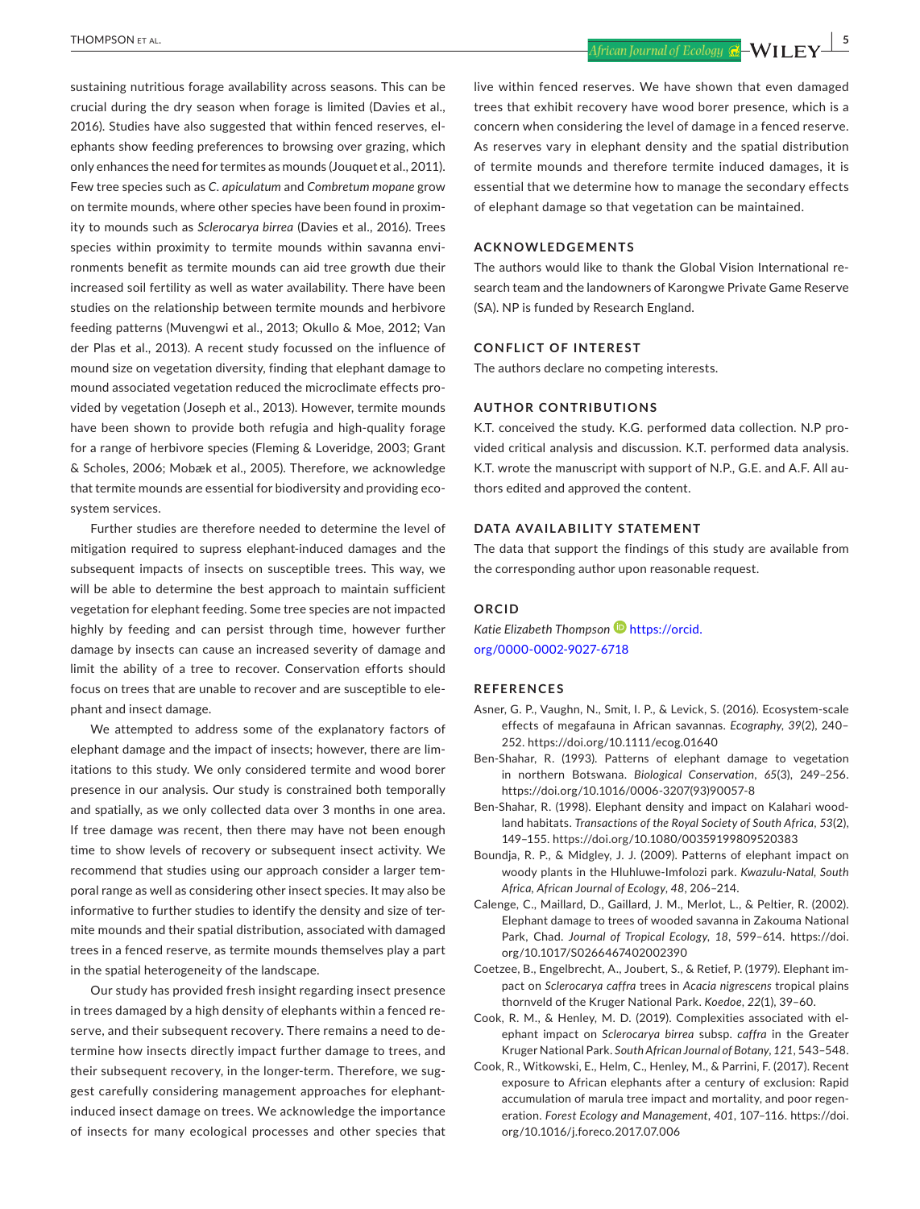sustaining nutritious forage availability across seasons. This can be crucial during the dry season when forage is limited (Davies et al., 2016). Studies have also suggested that within fenced reserves, elephants show feeding preferences to browsing over grazing, which only enhances the need for termites as mounds (Jouquet et al., 2011). Few tree species such as *C. apiculatum* and *Combretum mopane* grow on termite mounds, where other species have been found in proximity to mounds such as *Sclerocarya birrea* (Davies et al., 2016). Trees species within proximity to termite mounds within savanna environments benefit as termite mounds can aid tree growth due their increased soil fertility as well as water availability. There have been studies on the relationship between termite mounds and herbivore feeding patterns (Muvengwi et al., 2013; Okullo & Moe, 2012; Van der Plas et al., 2013). A recent study focussed on the influence of mound size on vegetation diversity, finding that elephant damage to mound associated vegetation reduced the microclimate effects provided by vegetation (Joseph et al., 2013). However, termite mounds have been shown to provide both refugia and high-quality forage for a range of herbivore species (Fleming & Loveridge, 2003; Grant & Scholes, 2006; Mobæk et al., 2005). Therefore, we acknowledge that termite mounds are essential for biodiversity and providing ecosystem services.

Further studies are therefore needed to determine the level of mitigation required to supress elephant-induced damages and the subsequent impacts of insects on susceptible trees. This way, we will be able to determine the best approach to maintain sufficient vegetation for elephant feeding. Some tree species are not impacted highly by feeding and can persist through time, however further damage by insects can cause an increased severity of damage and limit the ability of a tree to recover. Conservation efforts should focus on trees that are unable to recover and are susceptible to elephant and insect damage.

We attempted to address some of the explanatory factors of elephant damage and the impact of insects; however, there are limitations to this study. We only considered termite and wood borer presence in our analysis. Our study is constrained both temporally and spatially, as we only collected data over 3 months in one area. If tree damage was recent, then there may have not been enough time to show levels of recovery or subsequent insect activity. We recommend that studies using our approach consider a larger temporal range as well as considering other insect species. It may also be informative to further studies to identify the density and size of termite mounds and their spatial distribution, associated with damaged trees in a fenced reserve, as termite mounds themselves play a part in the spatial heterogeneity of the landscape.

Our study has provided fresh insight regarding insect presence in trees damaged by a high density of elephants within a fenced reserve, and their subsequent recovery. There remains a need to determine how insects directly impact further damage to trees, and their subsequent recovery, in the longer-term. Therefore, we suggest carefully considering management approaches for elephant-induced insect damage on trees. We acknowledge the importance of insects for many ecological processes and other species that live within fenced reserves. We have shown that even damaged trees that exhibit recovery have wood borer presence, which is a concern when considering the level of damage in a fenced reserve. As reserves vary in elephant density and the spatial distribution of termite mounds and therefore termite induced damages, it is essential that we determine how to manage the secondary effects of elephant damage so that vegetation can be maintained.

## ACKNOWLEDGEMENTS

The authors would like to thank the Global Vision International research team and the landowners of Karongwe Private Game Reserve (SA). NP is funded by Research England.

## CONFLICT OF INTEREST

The authors declare no competing interests.

## AUTHOR CONTRIBUTIONS

K.T. conceived the study. K.G. performed data collection. N.P provided critical analysis and discussion. K.T. performed data analysis. K.T. wrote the manuscript with support of N.P., G.E. and A.F. All authors edited and approved the content.

## DATA AVAILABILITY STATEMENT

The data that support the findings of this study are available from the corresponding author upon reasonable request.

## ORCID

*Katie Elizabeth Thompson* https://orcid.org/0000-0002-9027-6718

## REFERENCES

Asner, G. P., Vaughn, N., Smit, I. P., & Levick, S. (2016). Ecosystem-scale effects of megafauna in African savannas. *Ecography*, *39*(2), 240–252. https://doi.org/10.1111/ecog.01640

Ben-Shahar, R. (1993). Patterns of elephant damage to vegetation in northern Botswana. *Biological Conservation*, *65*(3), 249–256. https://doi.org/10.1016/0006-3207(93)90057-8

Ben-Shahar, R. (1998). Elephant density and impact on Kalahari woodland habitats. *Transactions of the Royal Society of South Africa*, *53*(2), 149–155. https://doi.org/10.1080/00359199809520383

Boundja, R. P., & Midgley, J. J. (2009). Patterns of elephant impact on woody plants in the Hluhluwe-Imfolozi park. *Kwazulu-Natal, South Africa, African Journal of Ecology*, *48*, 206–214.

Calenge, C., Maillard, D., Gaillard, J. M., Merlot, L., & Peltier, R. (2002). Elephant damage to trees of wooded savanna in Zakouma National Park, Chad. *Journal of Tropical Ecology*, *18*, 599–614. https://doi.org/10.1017/S0266467402002390

Coetzee, B., Engelbrecht, A., Joubert, S., & Retief, P. (1979). Elephant impact on *Sclerocarya caffra* trees in *Acacia nigrescens* tropical plains thornveld of the Kruger National Park. *Koedoe*, *22*(1), 39–60.

Cook, R. M., & Henley, M. D. (2019). Complexities associated with elephant impact on *Sclerocarya birrea* subsp. *caffra* in the Greater Kruger National Park. *South African Journal of Botany*, *121*, 543–548.

Cook, R., Witkowski, E., Helm, C., Henley, M., & Parrini, F. (2017). Recent exposure to African elephants after a century of exclusion: Rapid accumulation of marula tree impact and mortality, and poor regeneration. *Forest Ecology and Management*, *401*, 107–116. https://doi.org/10.1016/j.foreco.2017.07.006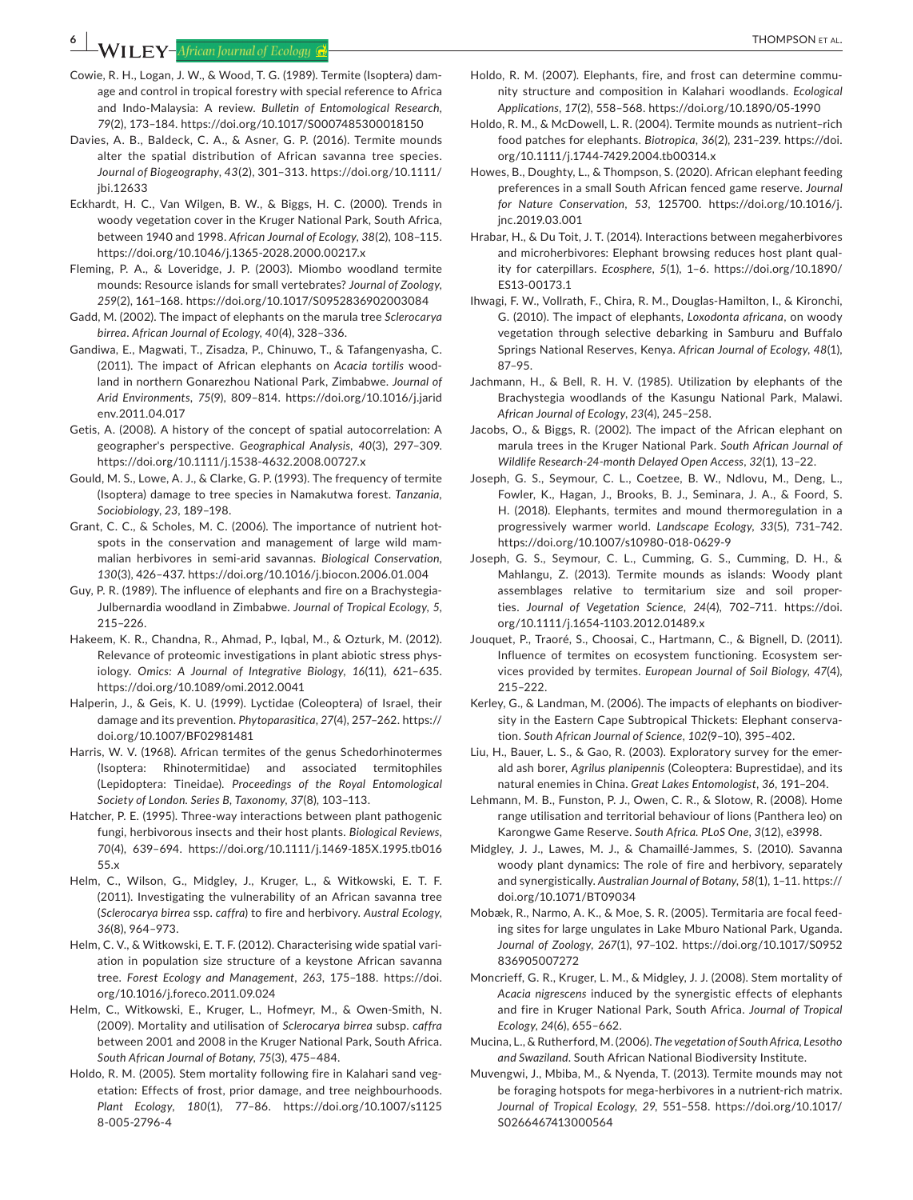Cowie, R. H., Logan, J. W., & Wood, T. G. (1989). Termite (Isoptera) damage and control in tropical forestry with special reference to Africa and Indo-Malaysia: A review. *Bulletin of Entomological Research*, *79*(2), 173–184. https://doi.org/10.1017/S0007485300018150

Davies, A. B., Baldeck, C. A., & Asner, G. P. (2016). Termite mounds alter the spatial distribution of African savanna tree species. *Journal of Biogeography*, *43*(2), 301–313. https://doi.org/10.1111/jbi.12633

Eckhardt, H. C., Van Wilgen, B. W., & Biggs, H. C. (2000). Trends in woody vegetation cover in the Kruger National Park, South Africa, between 1940 and 1998. *African Journal of Ecology*, *38*(2), 108–115. https://doi.org/10.1046/j.1365-2028.2000.00217.x

Fleming, P. A., & Loveridge, J. P. (2003). Miombo woodland termite mounds: Resource islands for small vertebrates? *Journal of Zoology*, *259*(2), 161–168. https://doi.org/10.1017/S0952836902003084

Gadd, M. (2002). The impact of elephants on the marula tree *Sclerocarya birrea*. *African Journal of Ecology*, *40*(4), 328–336.

Gandiwa, E., Magwati, T., Zisadza, P., Chinuwo, T., & Tafangenyasha, C. (2011). The impact of African elephants on *Acacia tortilis* woodland in northern Gonarezhou National Park, Zimbabwe. *Journal of Arid Environments*, *75*(9), 809–814. https://doi.org/10.1016/j.jaridenv.2011.04.017

Getis, A. (2008). A history of the concept of spatial autocorrelation: A geographer's perspective. *Geographical Analysis*, *40*(3), 297–309. https://doi.org/10.1111/j.1538-4632.2008.00727.x

Gould, M. S., Lowe, A. J., & Clarke, G. P. (1993). The frequency of termite (Isoptera) damage to tree species in Namakutwa forest. *Tanzania, Sociobiology*, *23*, 189–198.

Grant, C. C., & Scholes, M. C. (2006). The importance of nutrient hotspots in the conservation and management of large wild mammalian herbivores in semi-arid savannas. *Biological Conservation*, *130*(3), 426–437. https://doi.org/10.1016/j.biocon.2006.01.004

Guy, P. R. (1989). The influence of elephants and fire on a Brachystegia-Julbernardia woodland in Zimbabwe. *Journal of Tropical Ecology*, *5*, 215–226.

Hakeem, K. R., Chandna, R., Ahmad, P., Iqbal, M., & Ozturk, M. (2012). Relevance of proteomic investigations in plant abiotic stress physiology. *Omics: A Journal of Integrative Biology*, *16*(11), 621–635. https://doi.org/10.1089/omi.2012.0041

Halperin, J., & Geis, K. U. (1999). Lyctidae (Coleoptera) of Israel, their damage and its prevention. *Phytoparasitica*, *27*(4), 257–262. https://doi.org/10.1007/BF02981481

Harris, W. V. (1968). African termites of the genus Schedorhinotermes (Isoptera: Rhinotermitidae) and associated termitophiles (Lepidoptera: Tineidae). *Proceedings of the Royal Entomological Society of London. Series B, Taxonomy*, *37*(8), 103–113.

Hatcher, P. E. (1995). Three-way interactions between plant pathogenic fungi, herbivorous insects and their host plants. *Biological Reviews*, *70*(4), 639–694. https://doi.org/10.1111/j.1469-185X.1995.tb01655.x

Helm, C., Wilson, G., Midgley, J., Kruger, L., & Witkowski, E. T. F. (2011). Investigating the vulnerability of an African savanna tree (*Sclerocarya birrea* ssp. *caffra*) to fire and herbivory. *Austral Ecology*, *36*(8), 964–973.

Helm, C. V., & Witkowski, E. T. F. (2012). Characterising wide spatial variation in population size structure of a keystone African savanna tree. *Forest Ecology and Management*, *263*, 175–188. https://doi.org/10.1016/j.foreco.2011.09.024

Helm, C., Witkowski, E., Kruger, L., Hofmeyr, M., & Owen-Smith, N. (2009). Mortality and utilisation of *Sclerocarya birrea* subsp. *caffra* between 2001 and 2008 in the Kruger National Park, South Africa. *South African Journal of Botany*, *75*(3), 475–484.

Holdo, R. M. (2005). Stem mortality following fire in Kalahari sand vegetation: Effects of frost, prior damage, and tree neighbourhoods. *Plant Ecology*, *180*(1), 77–86. https://doi.org/10.1007/s11258-005-2796-4

Holdo, R. M. (2007). Elephants, fire, and frost can determine community structure and composition in Kalahari woodlands. *Ecological Applications*, *17*(2), 558–568. https://doi.org/10.1890/05-1990

Holdo, R. M., & McDowell, L. R. (2004). Termite mounds as nutrient–rich food patches for elephants. *Biotropica*, *36*(2), 231–239. https://doi.org/10.1111/j.1744-7429.2004.tb00314.x

Howes, B., Doughty, L., & Thompson, S. (2020). African elephant feeding preferences in a small South African fenced game reserve. *Journal for Nature Conservation*, *53*, 125700. https://doi.org/10.1016/j.jnc.2019.03.001

Hrabar, H., & Du Toit, J. T. (2014). Interactions between megaherbivores and microherbivores: Elephant browsing reduces host plant quality for caterpillars. *Ecosphere*, *5*(1), 1–6. https://doi.org/10.1890/ES13-00173.1

Ihwagi, F. W., Vollrath, F., Chira, R. M., Douglas-Hamilton, I., & Kironchi, G. (2010). The impact of elephants, *Loxodonta africana*, on woody vegetation through selective debarking in Samburu and Buffalo Springs National Reserves, Kenya. *African Journal of Ecology*, *48*(1), 87–95.

Jachmann, H., & Bell, R. H. V. (1985). Utilization by elephants of the Brachystegia woodlands of the Kasungu National Park, Malawi. *African Journal of Ecology*, *23*(4), 245–258.

Jacobs, O., & Biggs, R. (2002). The impact of the African elephant on marula trees in the Kruger National Park. *South African Journal of Wildlife Research-24-month Delayed Open Access*, *32*(1), 13–22.

Joseph, G. S., Seymour, C. L., Coetzee, B. W., Ndlovu, M., Deng, L., Fowler, K., Hagan, J., Brooks, B. J., Seminara, J. A., & Foord, S. H. (2018). Elephants, termites and mound thermoregulation in a progressively warmer world. *Landscape Ecology*, *33*(5), 731–742. https://doi.org/10.1007/s10980-018-0629-9

Joseph, G. S., Seymour, C. L., Cumming, G. S., Cumming, D. H., & Mahlangu, Z. (2013). Termite mounds as islands: Woody plant assemblages relative to termitarium size and soil properties. *Journal of Vegetation Science*, *24*(4), 702–711. https://doi.org/10.1111/j.1654-1103.2012.01489.x

Jouquet, P., Traoré, S., Choosai, C., Hartmann, C., & Bignell, D. (2011). Influence of termites on ecosystem functioning. Ecosystem services provided by termites. *European Journal of Soil Biology*, *47*(4), 215–222.

Kerley, G., & Landman, M. (2006). The impacts of elephants on biodiversity in the Eastern Cape Subtropical Thickets: Elephant conservation. *South African Journal of Science*, *102*(9–10), 395–402.

Liu, H., Bauer, L. S., & Gao, R. (2003). Exploratory survey for the emerald ash borer, *Agrilus planipennis* (Coleoptera: Buprestidae), and its natural enemies in China. *Great Lakes Entomologist*, *36*, 191–204.

Lehmann, M. B., Funston, P. J., Owen, C. R., & Slotow, R. (2008). Home range utilisation and territorial behaviour of lions (Panthera leo) on Karongwe Game Reserve. *South Africa. PLoS One*, *3*(12), e3998.

Midgley, J. J., Lawes, M. J., & Chamaillé-Jammes, S. (2010). Savanna woody plant dynamics: The role of fire and herbivory, separately and synergistically. *Australian Journal of Botany*, *58*(1), 1–11. https://doi.org/10.1071/BT09034

Mobæk, R., Narmo, A. K., & Moe, S. R. (2005). Termitaria are focal feeding sites for large ungulates in Lake Mburo National Park, Uganda. *Journal of Zoology*, *267*(1), 97–102. https://doi.org/10.1017/S0952836905007272

Moncrieff, G. R., Kruger, L. M., & Midgley, J. J. (2008). Stem mortality of *Acacia nigrescens* induced by the synergistic effects of elephants and fire in Kruger National Park, South Africa. *Journal of Tropical Ecology*, *24*(6), 655–662.

Mucina, L., & Rutherford, M. (2006). *The vegetation of South Africa, Lesotho and Swaziland*. South African National Biodiversity Institute.

Muvengwi, J., Mbiba, M., & Nyenda, T. (2013). Termite mounds may not be foraging hotspots for mega-herbivores in a nutrient-rich matrix. *Journal of Tropical Ecology*, *29*, 551–558. https://doi.org/10.1017/S0266467413000564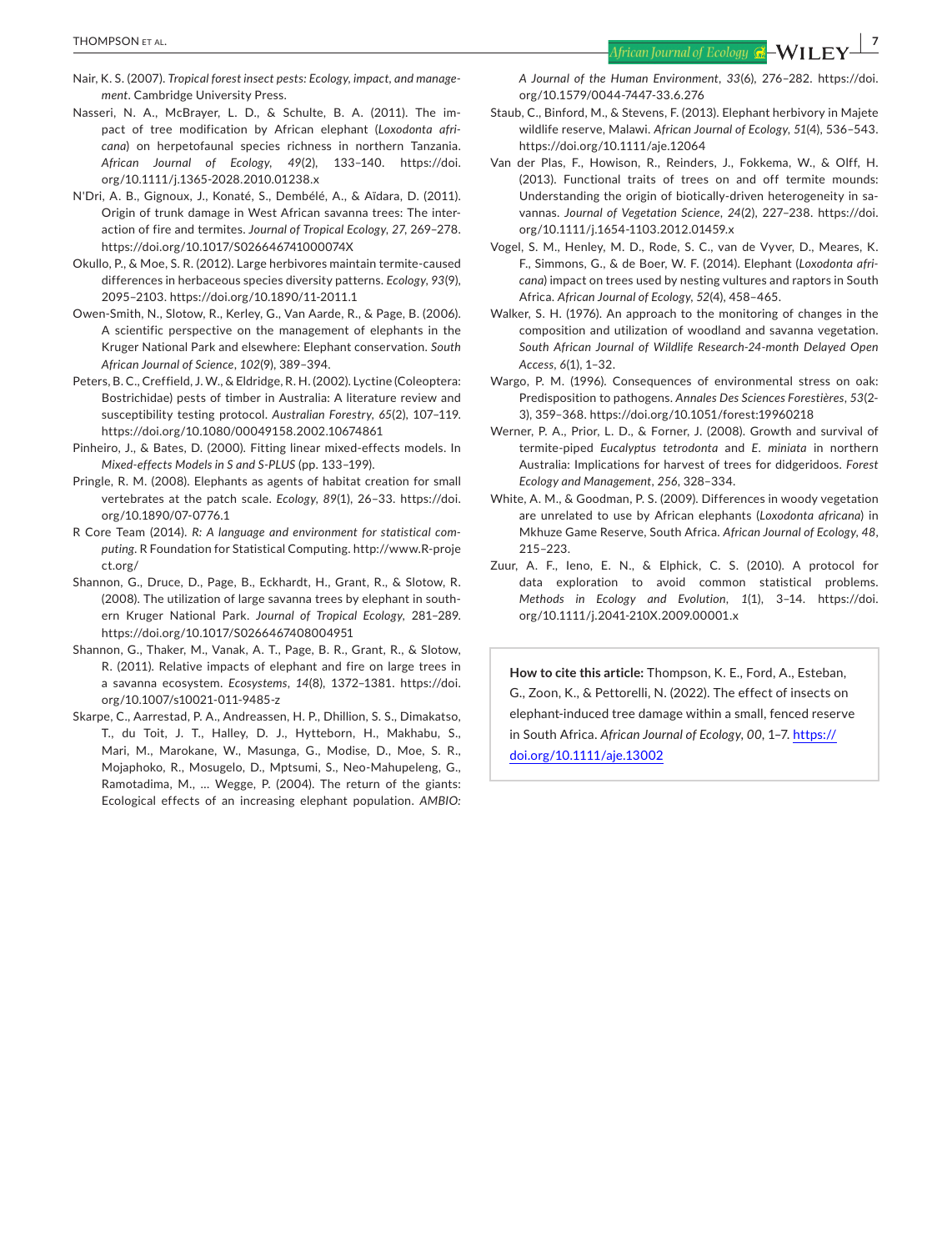Nair, K. S. (2007). *Tropical forest insect pests: Ecology, impact, and management*. Cambridge University Press.

Nasseri, N. A., McBrayer, L. D., & Schulte, B. A. (2011). The impact of tree modification by African elephant (*Loxodonta africana*) on herpetofaunal species richness in northern Tanzania. *African Journal of Ecology*, *49*(2), 133–140. https://doi.org/10.1111/j.1365-2028.2010.01238.x

N'Dri, A. B., Gignoux, J., Konaté, S., Dembélé, A., & Aïdara, D. (2011). Origin of trunk damage in West African savanna trees: The interaction of fire and termites. *Journal of Tropical Ecology*, *27*, 269–278. https://doi.org/10.1017/S026646741000074X

Okullo, P., & Moe, S. R. (2012). Large herbivores maintain termite-caused differences in herbaceous species diversity patterns. *Ecology*, *93*(9), 2095–2103. https://doi.org/10.1890/11-2011.1

Owen-Smith, N., Slotow, R., Kerley, G., Van Aarde, R., & Page, B. (2006). A scientific perspective on the management of elephants in the Kruger National Park and elsewhere: Elephant conservation. *South African Journal of Science*, *102*(9), 389–394.

Peters, B. C., Creffield, J. W., & Eldridge, R. H. (2002). Lyctine (Coleoptera: Bostrichidae) pests of timber in Australia: A literature review and susceptibility testing protocol. *Australian Forestry*, *65*(2), 107–119. https://doi.org/10.1080/00049158.2002.10674861

Pinheiro, J., & Bates, D. (2000). Fitting linear mixed-effects models. In *Mixed-effects Models in S and S-PLUS* (pp. 133–199).

Pringle, R. M. (2008). Elephants as agents of habitat creation for small vertebrates at the patch scale. *Ecology*, *89*(1), 26–33. https://doi.org/10.1890/07-0776.1

R Core Team (2014). *R: A language and environment for statistical computing*. R Foundation for Statistical Computing. http://www.R-project.org/

Shannon, G., Druce, D., Page, B., Eckhardt, H., Grant, R., & Slotow, R. (2008). The utilization of large savanna trees by elephant in southern Kruger National Park. *Journal of Tropical Ecology*, 281–289. https://doi.org/10.1017/S0266467408004951

Shannon, G., Thaker, M., Vanak, A. T., Page, B. R., Grant, R., & Slotow, R. (2011). Relative impacts of elephant and fire on large trees in a savanna ecosystem. *Ecosystems*, *14*(8), 1372–1381. https://doi.org/10.1007/s10021-011-9485-z

Skarpe, C., Aarrestad, P. A., Andreassen, H. P., Dhillion, S. S., Dimakatso, T., du Toit, J. T., Halley, D. J., Hytteborn, H., Makhabu, S., Mari, M., Marokane, W., Masunga, G., Modise, D., Moe, S. R., Mojaphoko, R., Mosugelo, D., Mptsumi, S., Neo-Mahupeleng, G., Ramotadima, M., … Wegge, P. (2004). The return of the giants: Ecological effects of an increasing elephant population. *AMBIO: A Journal of the Human Environment*, *33*(6), 276–282. https://doi.org/10.1579/0044-7447-33.6.276

Staub, C., Binford, M., & Stevens, F. (2013). Elephant herbivory in Majete wildlife reserve, Malawi. *African Journal of Ecology*, *51*(4), 536–543. https://doi.org/10.1111/aje.12064

Van der Plas, F., Howison, R., Reinders, J., Fokkema, W., & Olff, H. (2013). Functional traits of trees on and off termite mounds: Understanding the origin of biotically-driven heterogeneity in savannas. *Journal of Vegetation Science*, *24*(2), 227–238. https://doi.org/10.1111/j.1654-1103.2012.01459.x

Vogel, S. M., Henley, M. D., Rode, S. C., van de Vyver, D., Meares, K. F., Simmons, G., & de Boer, W. F. (2014). Elephant (*Loxodonta africana*) impact on trees used by nesting vultures and raptors in South Africa. *African Journal of Ecology*, *52*(4), 458–465.

Walker, S. H. (1976). An approach to the monitoring of changes in the composition and utilization of woodland and savanna vegetation. *South African Journal of Wildlife Research-24-month Delayed Open Access*, *6*(1), 1–32.

Wargo, P. M. (1996). Consequences of environmental stress on oak: Predisposition to pathogens. *Annales Des Sciences Forestières*, *53*(2-3), 359–368. https://doi.org/10.1051/forest:19960218

Werner, P. A., Prior, L. D., & Forner, J. (2008). Growth and survival of termite-piped *Eucalyptus tetrodonta* and *E. miniata* in northern Australia: Implications for harvest of trees for didgeridoos. *Forest Ecology and Management*, *256*, 328–334.

White, A. M., & Goodman, P. S. (2009). Differences in woody vegetation are unrelated to use by African elephants (*Loxodonta africana*) in Mkhuze Game Reserve, South Africa. *African Journal of Ecology*, *48*, 215–223.

Zuur, A. F., Ieno, E. N., & Elphick, C. S. (2010). A protocol for data exploration to avoid common statistical problems. *Methods in Ecology and Evolution*, *1*(1), 3–14. https://doi.org/10.1111/j.2041-210X.2009.00001.x

**How to cite this article:** Thompson, K. E., Ford, A., Esteban, G., Zoon, K., & Pettorelli, N. (2022). The effect of insects on elephant-induced tree damage within a small, fenced reserve in South Africa. *African Journal of Ecology*, *00*, 1–7. https://doi.org/10.1111/aje.13002